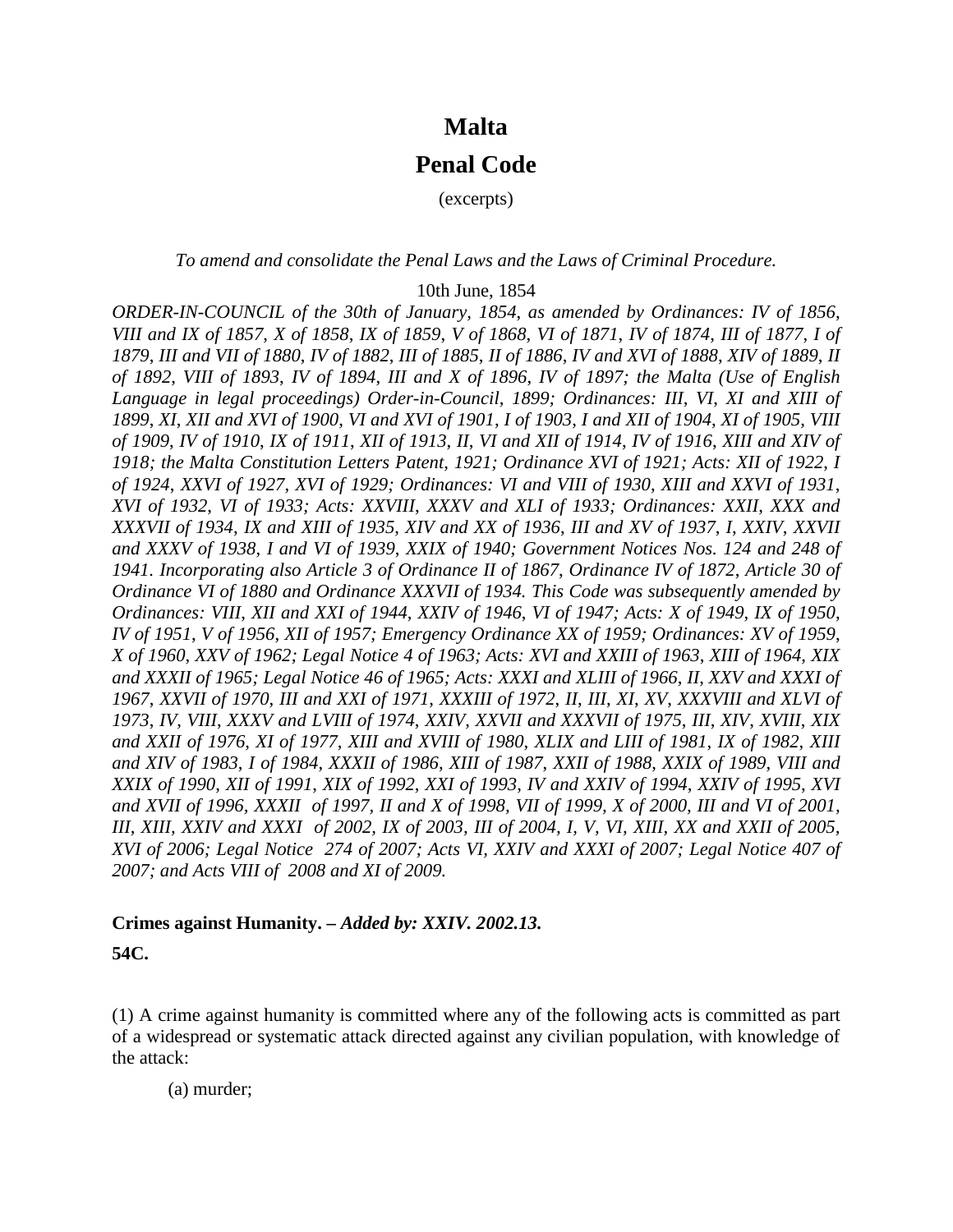# Malta

# Penal Code

(excerpts)

*To amend and consolidate the Penal Laws and the Laws of Criminal Procedure.*

10th June, 1854

*ORDER-IN-COUNCIL of the 30th of January, 1854, as amended by Ordinances: IV of 1856, VIII and IX of 1857, X of 1858, IX of 1859, V of 1868, VI of 1871, IV of 1874, III of 1877, I of 1879, III and VII of 1880, IV of 1882, III of 1885, II of 1886, IV and XVI of 1888, XIV of 1889, II of 1892, VIII of 1893, IV of 1894, III and X of 1896, IV of 1897; the Malta (Use of English Language in legal proceedings) Order-in-Council, 1899; Ordinances: III, VI, XI and XIII of 1899, XI, XII and XVI of 1900, VI and XVI of 1901, I of 1903, I and XII of 1904, XI of 1905, VIII of 1909, IV of 1910, IX of 1911, XII of 1913, II, VI and XII of 1914, IV of 1916, XIII and XIV of 1918; the Malta Constitution Letters Patent, 1921; Ordinance XVI of 1921; Acts: XII of 1922, I of 1924, XXVI of 1927, XVI of 1929; Ordinances: VI and VIII of 1930, XIII and XXVI of 1931, XVI of 1932, VI of 1933; Acts: XXVIII, XXXV and XLI of 1933; Ordinances: XXII, XXX and XXXVII of 1934, IX and XIII of 1935, XIV and XX of 1936, III and XV of 1937, I, XXIV, XXVII and XXXV of 1938, I and VI of 1939, XXIX of 1940; Government Notices Nos. 124 and 248 of 1941. Incorporating also Article 3 of Ordinance II of 1867, Ordinance IV of 1872, Article 30 of Ordinance VI of 1880 and Ordinance XXXVII of 1934. This Code was subsequently amended by Ordinances: VIII, XII and XXI of 1944, XXIV of 1946, VI of 1947; Acts: X of 1949, IX of 1950, IV of 1951, V of 1956, XII of 1957; Emergency Ordinance XX of 1959; Ordinances: XV of 1959, X of 1960, XXV of 1962; Legal Notice 4 of 1963; Acts: XVI and XXIII of 1963, XIII of 1964, XIX and XXXII of 1965; Legal Notice 46 of 1965; Acts: XXXI and XLIII of 1966, II, XXV and XXXI of 1967, XXVII of 1970, III and XXI of 1971, XXXIII of 1972, II, III, XI, XV, XXXVIII and XLVI of 1973, IV, VIII, XXXV and LVIII of 1974, XXIV, XXVII and XXXVII of 1975, III, XIV, XVIII, XIX and XXII of 1976, XI of 1977, XIII and XVIII of 1980, XLIX and LIII of 1981, IX of 1982, XIII and XIV of 1983, I of 1984, XXXII of 1986, XIII of 1987, XXII of 1988, XXIX of 1989, VIII and XXIX of 1990, XII of 1991, XIX of 1992, XXI of 1993, IV and XXIV of 1994, XXIV of 1995, XVI and XVII of 1996, XXXII of 1997, II and X of 1998, VII of 1999, X of 2000, III and VI of 2001, III, XIII, XXIV and XXXI of 2002, IX of 2003, III of 2004, I, V, VI, XIII, XX and XXII of 2005, XVI of 2006; Legal Notice 274 of 2007; Acts VI, XXIV and XXXI of 2007; Legal Notice 407 of 2007; and Acts VIII of 2008 and XI of 2009.*

**Crimes against Humanity. –** ***Added by: XXIV. 2002.13.***

**54C.**

(1) A crime against humanity is committed where any of the following acts is committed as part of a widespread or systematic attack directed against any civilian population, with knowledge of the attack:

(a) murder;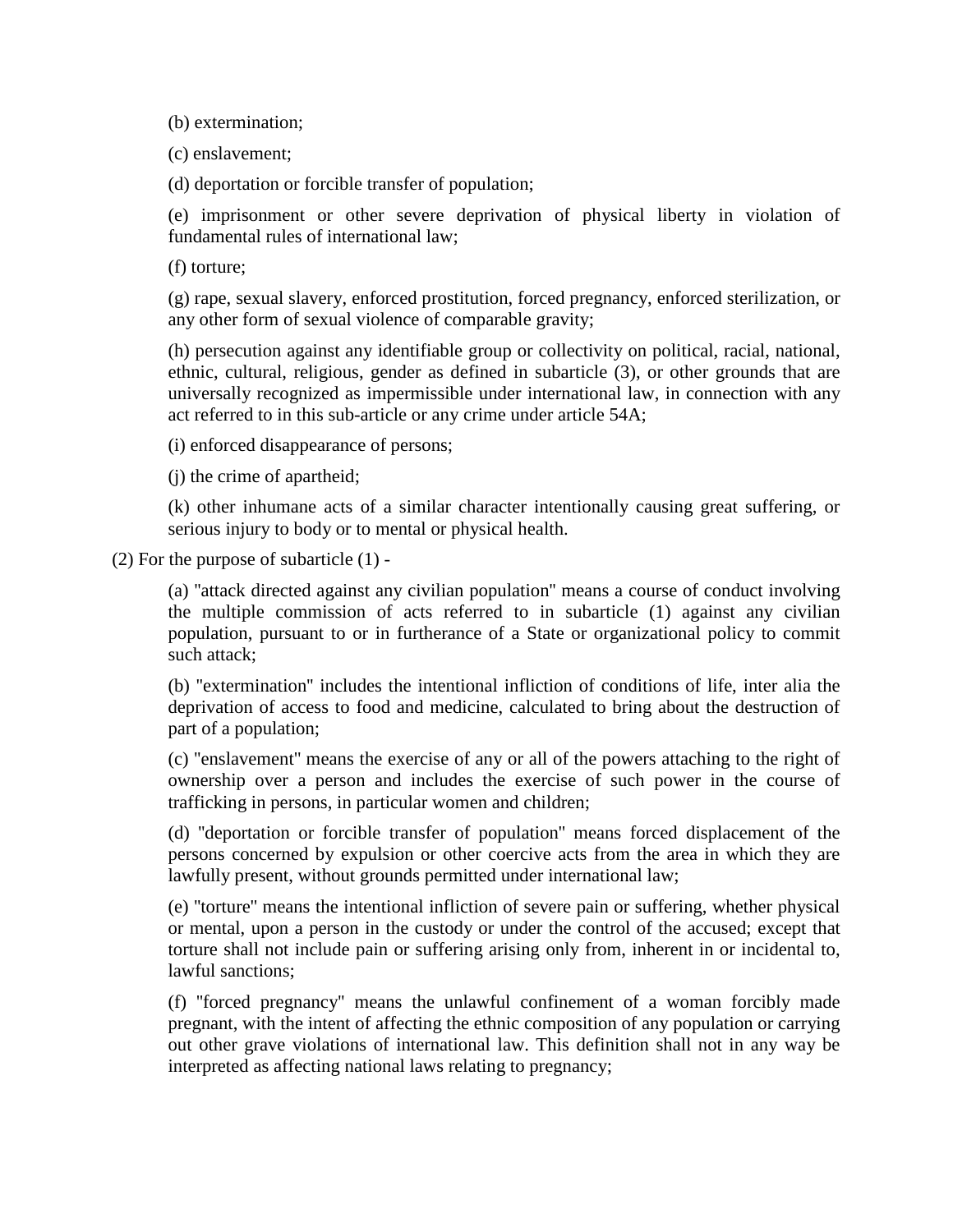(b) extermination;

(c) enslavement;

(d) deportation or forcible transfer of population;

(e) imprisonment or other severe deprivation of physical liberty in violation of fundamental rules of international law;

(f) torture;

(g) rape, sexual slavery, enforced prostitution, forced pregnancy, enforced sterilization, or any other form of sexual violence of comparable gravity;

(h) persecution against any identifiable group or collectivity on political, racial, national, ethnic, cultural, religious, gender as defined in subarticle (3), or other grounds that are universally recognized as impermissible under international law, in connection with any act referred to in this sub-article or any crime under article 54A;

(i) enforced disappearance of persons;

(j) the crime of apartheid;

(k) other inhumane acts of a similar character intentionally causing great suffering, or serious injury to body or to mental or physical health.

(2) For the purpose of subarticle (1) -

(a) "attack directed against any civilian population" means a course of conduct involving the multiple commission of acts referred to in subarticle (1) against any civilian population, pursuant to or in furtherance of a State or organizational policy to commit such attack;

(b) "extermination" includes the intentional infliction of conditions of life, inter alia the deprivation of access to food and medicine, calculated to bring about the destruction of part of a population;

(c) "enslavement" means the exercise of any or all of the powers attaching to the right of ownership over a person and includes the exercise of such power in the course of trafficking in persons, in particular women and children;

(d) "deportation or forcible transfer of population" means forced displacement of the persons concerned by expulsion or other coercive acts from the area in which they are lawfully present, without grounds permitted under international law;

(e) "torture" means the intentional infliction of severe pain or suffering, whether physical or mental, upon a person in the custody or under the control of the accused; except that torture shall not include pain or suffering arising only from, inherent in or incidental to, lawful sanctions;

(f) "forced pregnancy" means the unlawful confinement of a woman forcibly made pregnant, with the intent of affecting the ethnic composition of any population or carrying out other grave violations of international law. This definition shall not in any way be interpreted as affecting national laws relating to pregnancy;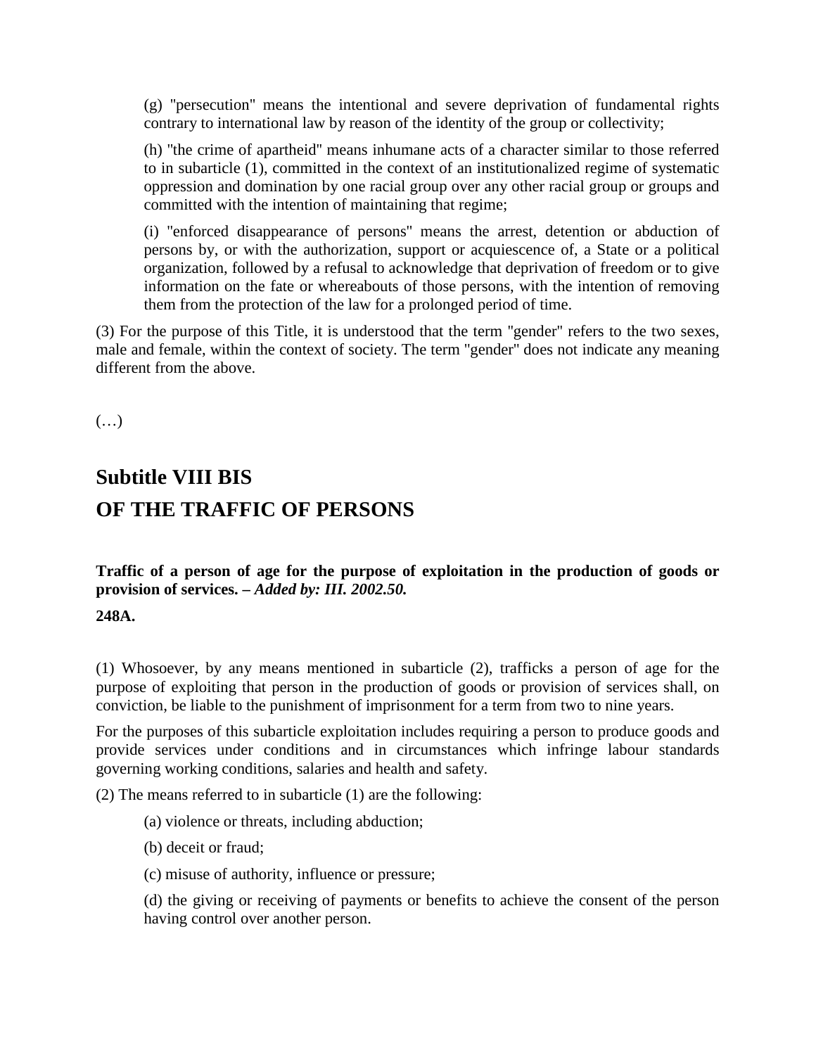(g) "persecution" means the intentional and severe deprivation of fundamental rights contrary to international law by reason of the identity of the group or collectivity;

(h) "the crime of apartheid" means inhumane acts of a character similar to those referred to in subarticle (1), committed in the context of an institutionalized regime of systematic oppression and domination by one racial group over any other racial group or groups and committed with the intention of maintaining that regime;

(i) "enforced disappearance of persons" means the arrest, detention or abduction of persons by, or with the authorization, support or acquiescence of, a State or a political organization, followed by a refusal to acknowledge that deprivation of freedom or to give information on the fate or whereabouts of those persons, with the intention of removing them from the protection of the law for a prolonged period of time.

(3) For the purpose of this Title, it is understood that the term "gender" refers to the two sexes, male and female, within the context of society. The term "gender" does not indicate any meaning different from the above.

(…)

## Subtitle VIII BIS

## OF THE TRAFFIC OF PERSONS

**Traffic of a person of age for the purpose of exploitation in the production of goods or provision of services. –** ***Added by: III. 2002.50.***

**248A.**

(1) Whosoever, by any means mentioned in subarticle (2), trafficks a person of age for the purpose of exploiting that person in the production of goods or provision of services shall, on conviction, be liable to the punishment of imprisonment for a term from two to nine years.

For the purposes of this subarticle exploitation includes requiring a person to produce goods and provide services under conditions and in circumstances which infringe labour standards governing working conditions, salaries and health and safety.

(2) The means referred to in subarticle (1) are the following:

(a) violence or threats, including abduction;

(b) deceit or fraud;

(c) misuse of authority, influence or pressure;

(d) the giving or receiving of payments or benefits to achieve the consent of the person having control over another person.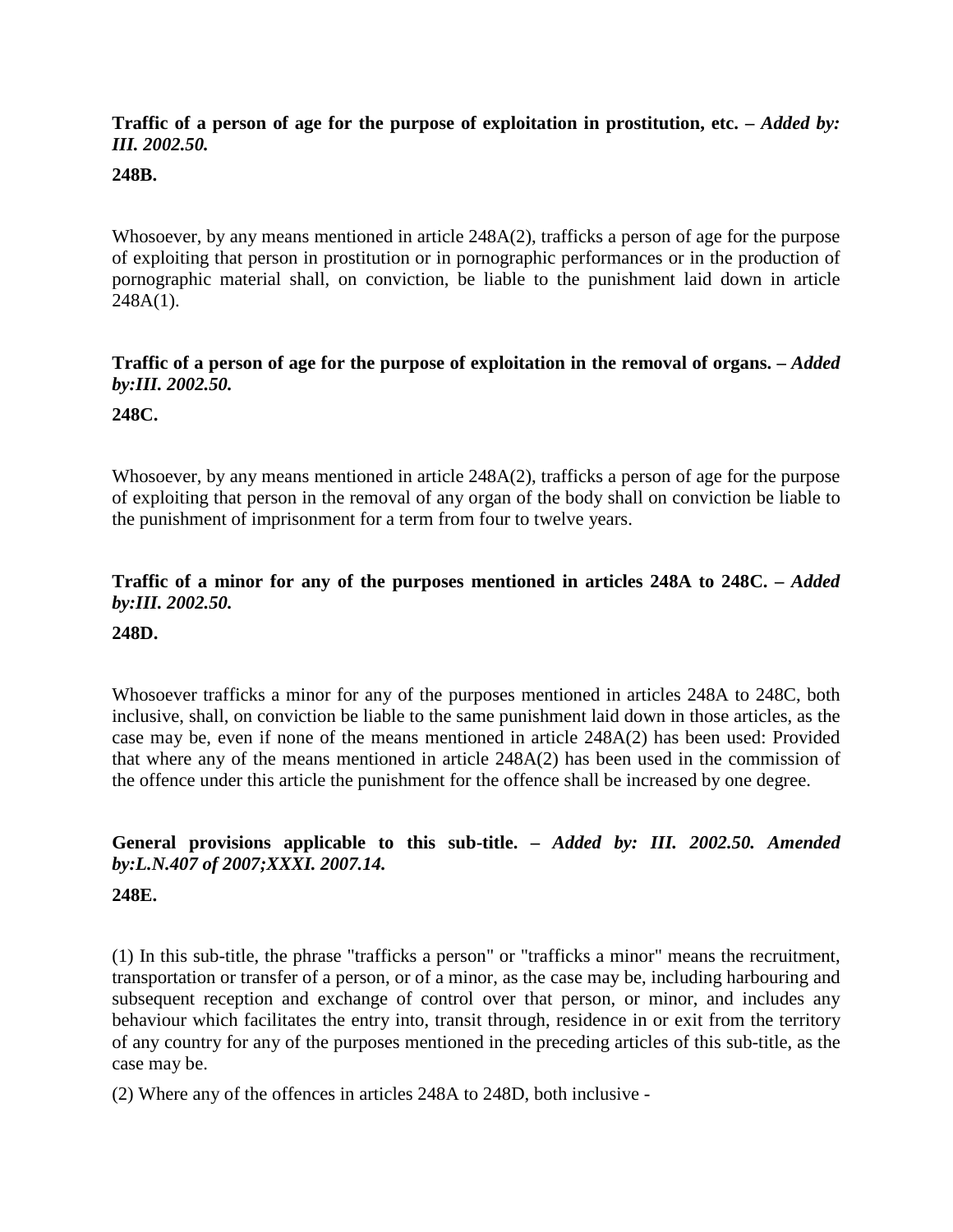**Traffic of a person of age for the purpose of exploitation in prostitution, etc. –** ***Added by: III. 2002.50.***

**248B.**

Whosoever, by any means mentioned in article 248A(2), trafficks a person of age for the purpose of exploiting that person in prostitution or in pornographic performances or in the production of pornographic material shall, on conviction, be liable to the punishment laid down in article 248A(1).

**Traffic of a person of age for the purpose of exploitation in the removal of organs. –** ***Added by:III. 2002.50.***

**248C.**

Whosoever, by any means mentioned in article 248A(2), trafficks a person of age for the purpose of exploiting that person in the removal of any organ of the body shall on conviction be liable to the punishment of imprisonment for a term from four to twelve years.

**Traffic of a minor for any of the purposes mentioned in articles 248A to 248C. –** ***Added by:III. 2002.50.***

**248D.**

Whosoever trafficks a minor for any of the purposes mentioned in articles 248A to 248C, both inclusive, shall, on conviction be liable to the same punishment laid down in those articles, as the case may be, even if none of the means mentioned in article 248A(2) has been used: Provided that where any of the means mentioned in article 248A(2) has been used in the commission of the offence under this article the punishment for the offence shall be increased by one degree.

**General provisions applicable to this sub-title. –** ***Added by: III. 2002.50. Amended by:L.N.407 of 2007;XXXI. 2007.14.***

**248E.**

(1) In this sub-title, the phrase "trafficks a person" or "trafficks a minor" means the recruitment, transportation or transfer of a person, or of a minor, as the case may be, including harbouring and subsequent reception and exchange of control over that person, or minor, and includes any behaviour which facilitates the entry into, transit through, residence in or exit from the territory of any country for any of the purposes mentioned in the preceding articles of this sub-title, as the case may be.

(2) Where any of the offences in articles 248A to 248D, both inclusive -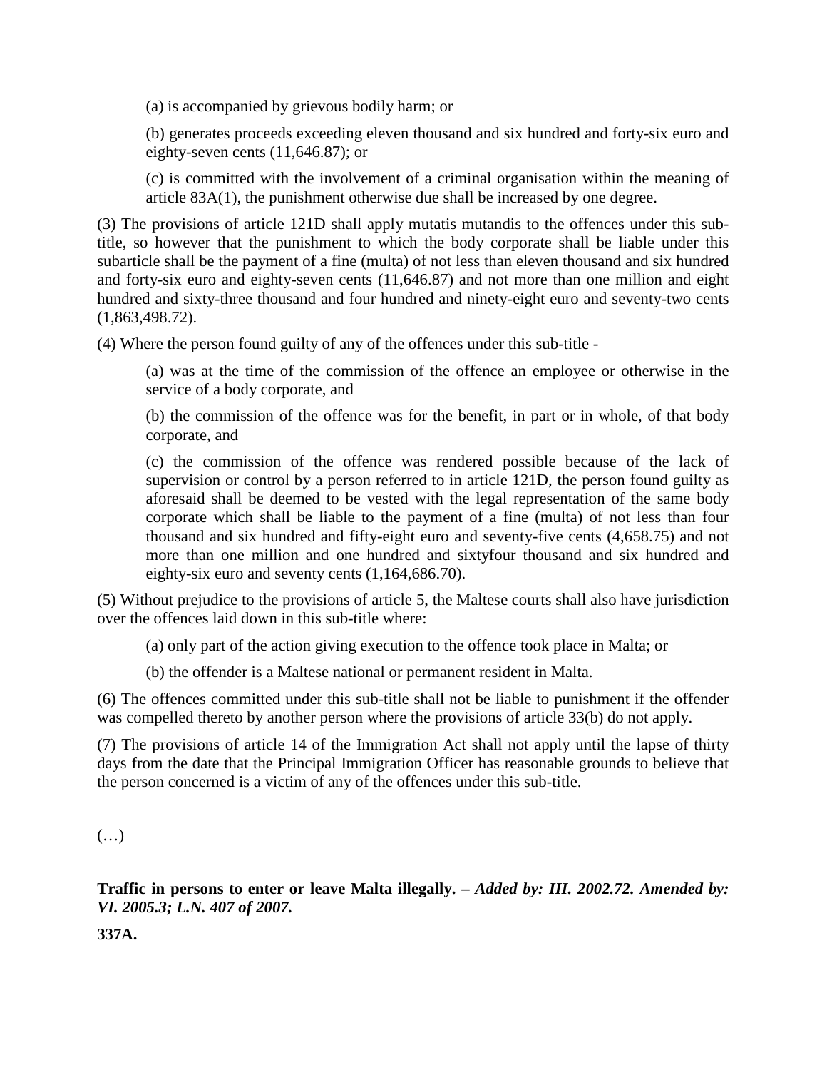(a) is accompanied by grievous bodily harm; or

(b) generates proceeds exceeding eleven thousand and six hundred and forty-six euro and eighty-seven cents (11,646.87); or

(c) is committed with the involvement of a criminal organisation within the meaning of article 83A(1), the punishment otherwise due shall be increased by one degree.

(3) The provisions of article 121D shall apply mutatis mutandis to the offences under this sub-title, so however that the punishment to which the body corporate shall be liable under this subarticle shall be the payment of a fine (multa) of not less than eleven thousand and six hundred and forty-six euro and eighty-seven cents (11,646.87) and not more than one million and eight hundred and sixty-three thousand and four hundred and ninety-eight euro and seventy-two cents (1,863,498.72).

(4) Where the person found guilty of any of the offences under this sub-title -

(a) was at the time of the commission of the offence an employee or otherwise in the service of a body corporate, and

(b) the commission of the offence was for the benefit, in part or in whole, of that body corporate, and

(c) the commission of the offence was rendered possible because of the lack of supervision or control by a person referred to in article 121D, the person found guilty as aforesaid shall be deemed to be vested with the legal representation of the same body corporate which shall be liable to the payment of a fine (multa) of not less than four thousand and six hundred and fifty-eight euro and seventy-five cents (4,658.75) and not more than one million and one hundred and sixtyfour thousand and six hundred and eighty-six euro and seventy cents (1,164,686.70).

(5) Without prejudice to the provisions of article 5, the Maltese courts shall also have jurisdiction over the offences laid down in this sub-title where:

(a) only part of the action giving execution to the offence took place in Malta; or

(b) the offender is a Maltese national or permanent resident in Malta.

(6) The offences committed under this sub-title shall not be liable to punishment if the offender was compelled thereto by another person where the provisions of article 33(b) do not apply.

(7) The provisions of article 14 of the Immigration Act shall not apply until the lapse of thirty days from the date that the Principal Immigration Officer has reasonable grounds to believe that the person concerned is a victim of any of the offences under this sub-title.

(…)

**Traffic in persons to enter or leave Malta illegally. –** ***Added by: III. 2002.72. Amended by: VI. 2005.3; L.N. 407 of 2007.***

**337A.**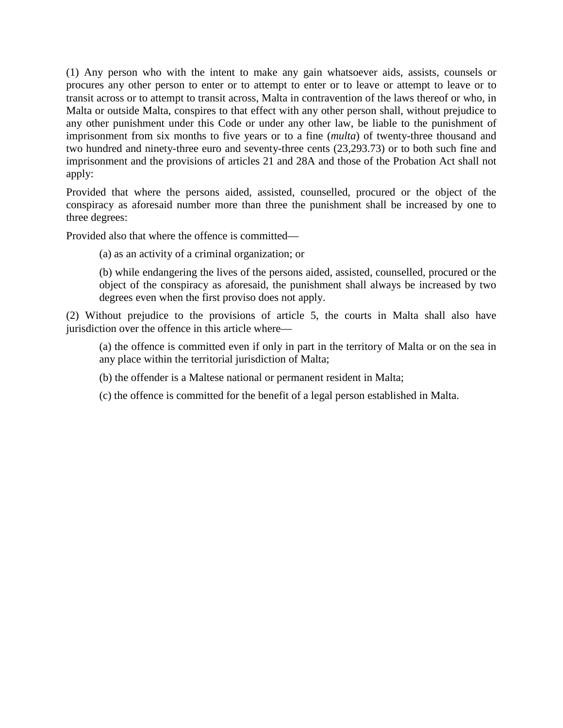(1) Any person who with the intent to make any gain whatsoever aids, assists, counsels or procures any other person to enter or to attempt to enter or to leave or attempt to leave or to transit across or to attempt to transit across, Malta in contravention of the laws thereof or who, in Malta or outside Malta, conspires to that effect with any other person shall, without prejudice to any other punishment under this Code or under any other law, be liable to the punishment of imprisonment from six months to five years or to a fine (*multa*) of twenty-three thousand and two hundred and ninety-three euro and seventy-three cents (23,293.73) or to both such fine and imprisonment and the provisions of articles 21 and 28A and those of the Probation Act shall not apply:

Provided that where the persons aided, assisted, counselled, procured or the object of the conspiracy as aforesaid number more than three the punishment shall be increased by one to three degrees:

Provided also that where the offence is committed—

> (a) as an activity of a criminal organization; or
>
> (b) while endangering the lives of the persons aided, assisted, counselled, procured or the object of the conspiracy as aforesaid, the punishment shall always be increased by two degrees even when the first proviso does not apply.

(2) Without prejudice to the provisions of article 5, the courts in Malta shall also have jurisdiction over the offence in this article where—

> (a) the offence is committed even if only in part in the territory of Malta or on the sea in any place within the territorial jurisdiction of Malta;
>
> (b) the offender is a Maltese national or permanent resident in Malta;
>
> (c) the offence is committed for the benefit of a legal person established in Malta.